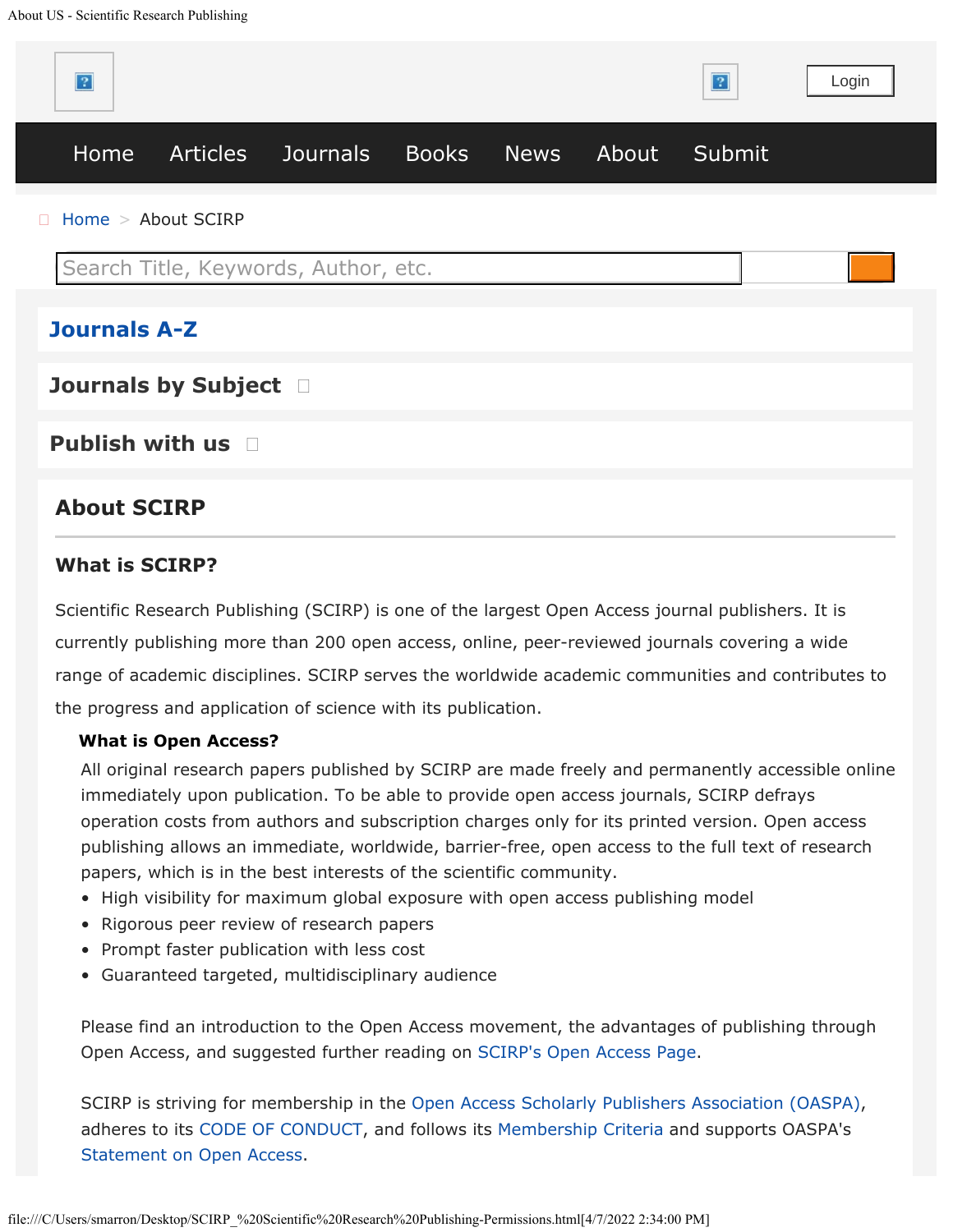Login

Home Articles Journals Books News About Submit

Home > About SCIRP

Search Title, Keywords, Author, etc.

**Journals A-Z**

**Journals by Subject**

**Publish with us**

## About SCIRP

### What is SCIRP?

Scientific Research Publishing (SCIRP) is one of the largest Open Access journal publishers. It is currently publishing more than 200 open access, online, peer-reviewed journals covering a wide range of academic disciplines. SCIRP serves the worldwide academic communities and contributes to the progress and application of science with its publication.

**What is Open Access?**

All original research papers published by SCIRP are made freely and permanently accessible online immediately upon publication. To be able to provide open access journals, SCIRP defrays operation costs from authors and subscription charges only for its printed version. Open access publishing allows an immediate, worldwide, barrier-free, open access to the full text of research papers, which is in the best interests of the scientific community.

- High visibility for maximum global exposure with open access publishing model
- Rigorous peer review of research papers
- Prompt faster publication with less cost
- Guaranteed targeted, multidisciplinary audience

Please find an introduction to the Open Access movement, the advantages of publishing through Open Access, and suggested further reading on SCIRP's Open Access Page.

SCIRP is striving for membership in the Open Access Scholarly Publishers Association (OASPA), adheres to its CODE OF CONDUCT, and follows its Membership Criteria and supports OASPA's Statement on Open Access.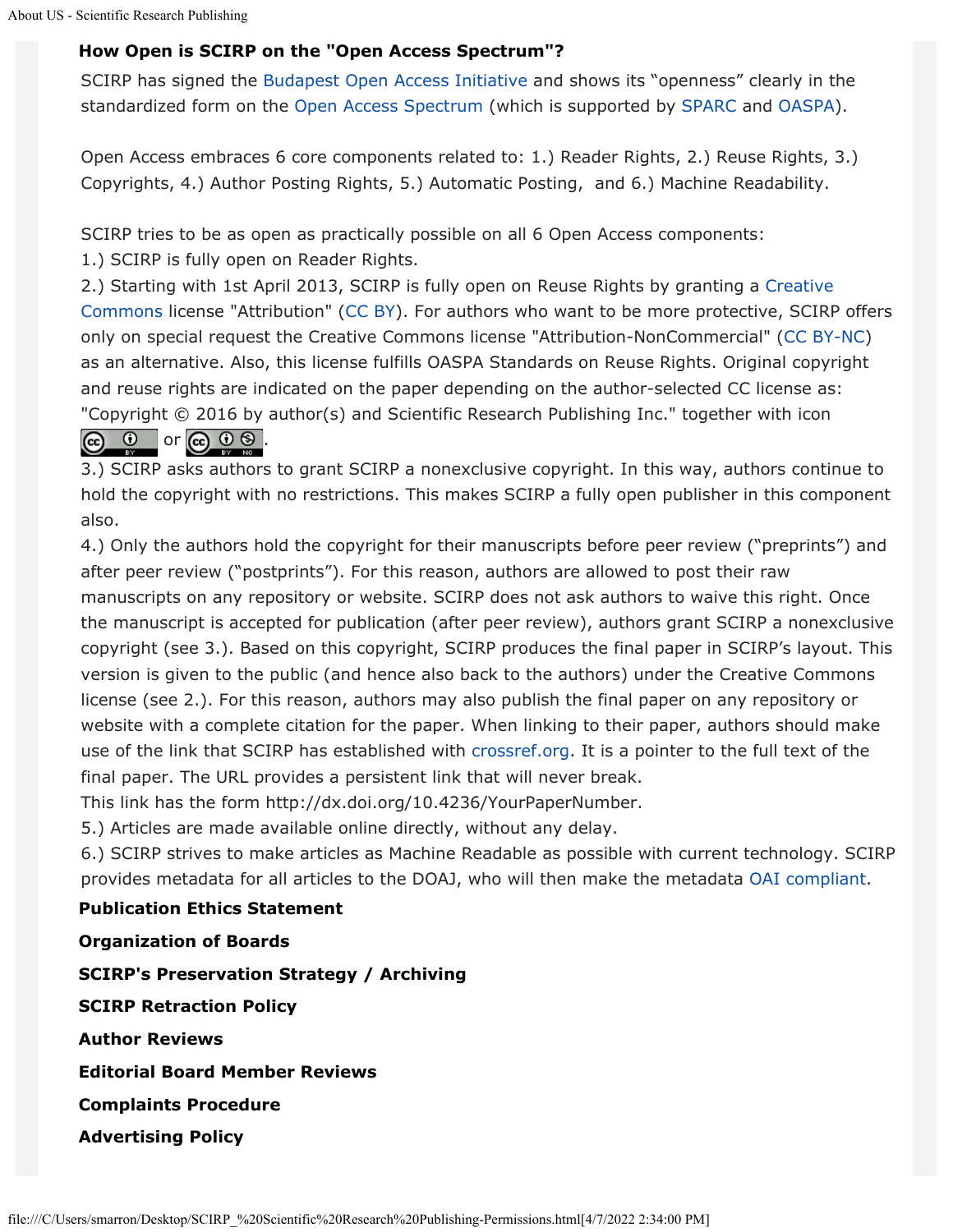**How Open is SCIRP on the "Open Access Spectrum"?**

SCIRP has signed the Budapest Open Access Initiative and shows its "openness" clearly in the standardized form on the Open Access Spectrum (which is supported by SPARC and OASPA).

Open Access embraces 6 core components related to: 1.) Reader Rights, 2.) Reuse Rights, 3.) Copyrights, 4.) Author Posting Rights, 5.) Automatic Posting, and 6.) Machine Readability.

SCIRP tries to be as open as practically possible on all 6 Open Access components:
1.) SCIRP is fully open on Reader Rights.
2.) Starting with 1st April 2013, SCIRP is fully open on Reuse Rights by granting a Creative Commons license "Attribution" (CC BY). For authors who want to be more protective, SCIRP offers only on special request the Creative Commons license "Attribution-NonCommercial" (CC BY-NC) as an alternative. Also, this license fulfills OASPA Standards on Reuse Rights. Original copyright and reuse rights are indicated on the paper depending on the author-selected CC license as: "Copyright © 2016 by author(s) and Scientific Research Publishing Inc." together with icon [CC BY] or [CC BY-NC].
3.) SCIRP asks authors to grant SCIRP a nonexclusive copyright. In this way, authors continue to hold the copyright with no restrictions. This makes SCIRP a fully open publisher in this component also.
4.) Only the authors hold the copyright for their manuscripts before peer review ("preprints") and after peer review ("postprints"). For this reason, authors are allowed to post their raw manuscripts on any repository or website. SCIRP does not ask authors to waive this right. Once the manuscript is accepted for publication (after peer review), authors grant SCIRP a nonexclusive copyright (see 3.). Based on this copyright, SCIRP produces the final paper in SCIRP's layout. This version is given to the public (and hence also back to the authors) under the Creative Commons license (see 2.). For this reason, authors may also publish the final paper on any repository or website with a complete citation for the paper. When linking to their paper, authors should make use of the link that SCIRP has established with crossref.org. It is a pointer to the full text of the final paper. The URL provides a persistent link that will never break.
This link has the form http://dx.doi.org/10.4236/YourPaperNumber.
5.) Articles are made available online directly, without any delay.
6.) SCIRP strives to make articles as Machine Readable as possible with current technology. SCIRP provides metadata for all articles to the DOAJ, who will then make the metadata OAI compliant.

**Publication Ethics Statement**

**Organization of Boards**

**SCIRP's Preservation Strategy / Archiving**

**SCIRP Retraction Policy**

**Author Reviews**

**Editorial Board Member Reviews**

**Complaints Procedure**

**Advertising Policy**